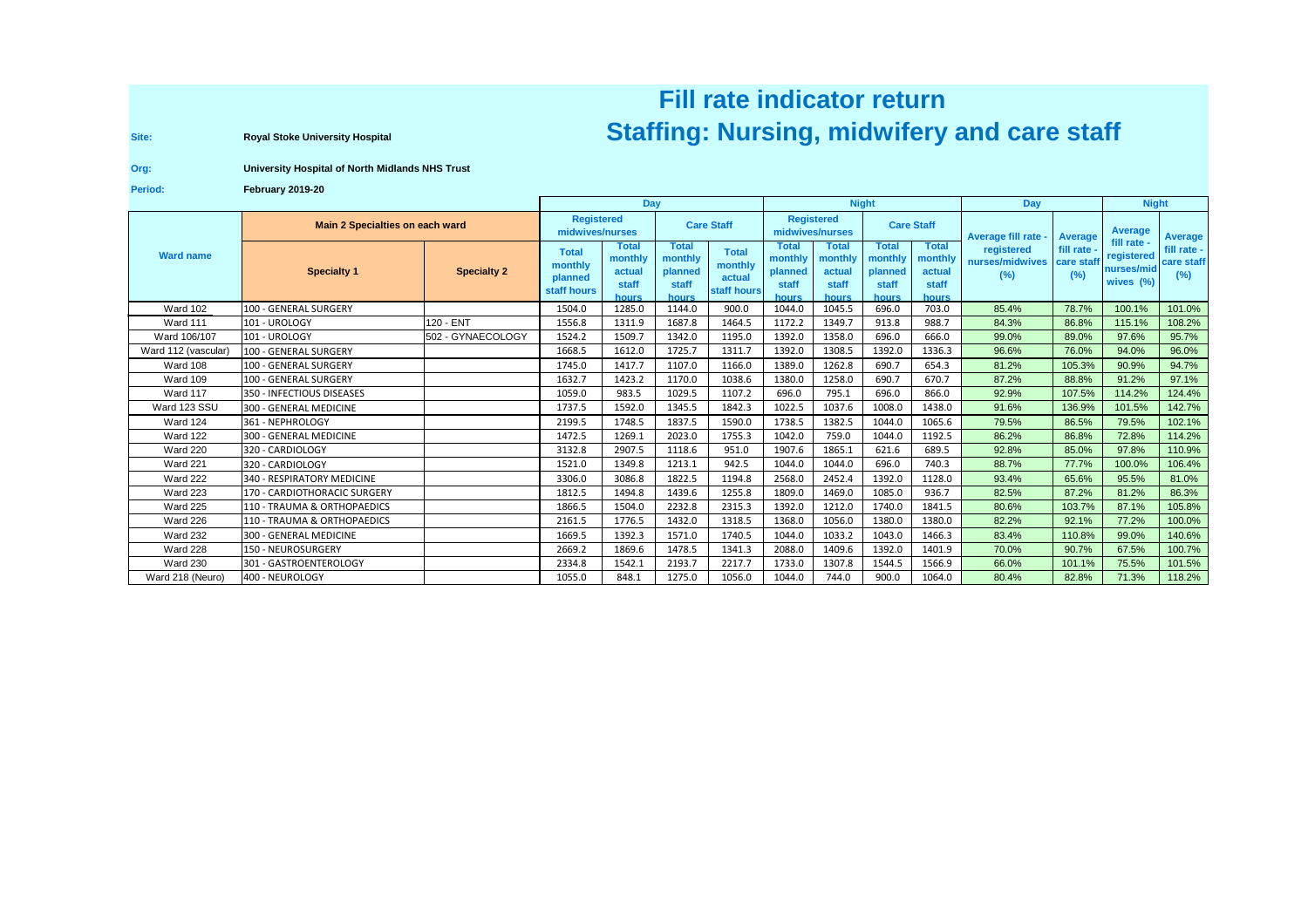# Fill rate indicator return

## Staffing: Nursing, midwifery and care staff

**Site:** Royal Stoke University Hospital

**Org:** University Hospital of North Midlands NHS Trust

**Period:** February 2019-20

| Ward name | Main 2 Specialties on each ward | | Day | | | | Night | | | | Day | | Night | |
|---|---|---|---|---|---|---|---|---|---|---|---|---|---|---|
| | | | Registered midwives/nurses | | Care Staff | | Registered midwives/nurses | | Care Staff | | Average fill rate - registered nurses/midwives (%) | Average fill rate - care staff (%) | Average fill rate - registered nurses/midwives (%) | Average fill rate - care staff (%) |
| | Specialty 1 | Specialty 2 | Total monthly planned staff hours | Total monthly actual staff hours | Total monthly planned staff hours | Total monthly actual staff hours | Total monthly planned staff hours | Total monthly actual staff hours | Total monthly planned staff hours | Total monthly actual staff hours | | | | |
| Ward 102 | 100 - GENERAL SURGERY | | 1504.0 | 1285.0 | 1144.0 | 900.0 | 1044.0 | 1045.5 | 696.0 | 703.0 | 85.4% | 78.7% | 100.1% | 101.0% |
| Ward 111 | 101 - UROLOGY | 120 - ENT | 1556.8 | 1311.9 | 1687.8 | 1464.5 | 1172.2 | 1349.7 | 913.8 | 988.7 | 84.3% | 86.8% | 115.1% | 108.2% |
| Ward 106/107 | 101 - UROLOGY | 502 - GYNAECOLOGY | 1524.2 | 1509.7 | 1342.0 | 1195.0 | 1392.0 | 1358.0 | 696.0 | 666.0 | 99.0% | 89.0% | 97.6% | 95.7% |
| Ward 112 (vascular) | 100 - GENERAL SURGERY | | 1668.5 | 1612.0 | 1725.7 | 1311.7 | 1392.0 | 1308.5 | 1392.0 | 1336.3 | 96.6% | 76.0% | 94.0% | 96.0% |
| Ward 108 | 100 - GENERAL SURGERY | | 1745.0 | 1417.7 | 1107.0 | 1166.0 | 1389.0 | 1262.8 | 690.7 | 654.3 | 81.2% | 105.3% | 90.9% | 94.7% |
| Ward 109 | 100 - GENERAL SURGERY | | 1632.7 | 1423.2 | 1170.0 | 1038.6 | 1380.0 | 1258.0 | 690.7 | 670.7 | 87.2% | 88.8% | 91.2% | 97.1% |
| Ward 117 | 350 - INFECTIOUS DISEASES | | 1059.0 | 983.5 | 1029.5 | 1107.2 | 696.0 | 795.1 | 696.0 | 866.0 | 92.9% | 107.5% | 114.2% | 124.4% |
| Ward 123 SSU | 300 - GENERAL MEDICINE | | 1737.5 | 1592.0 | 1345.5 | 1842.3 | 1022.5 | 1037.6 | 1008.0 | 1438.0 | 91.6% | 136.9% | 101.5% | 142.7% |
| Ward 124 | 361 - NEPHROLOGY | | 2199.5 | 1748.5 | 1837.5 | 1590.0 | 1738.5 | 1382.5 | 1044.0 | 1065.6 | 79.5% | 86.5% | 79.5% | 102.1% |
| Ward 122 | 300 - GENERAL MEDICINE | | 1472.5 | 1269.1 | 2023.0 | 1755.3 | 1042.0 | 759.0 | 1044.0 | 1192.5 | 86.2% | 86.8% | 72.8% | 114.2% |
| Ward 220 | 320 - CARDIOLOGY | | 3132.8 | 2907.5 | 1118.6 | 951.0 | 1907.6 | 1865.1 | 621.6 | 689.5 | 92.8% | 85.0% | 97.8% | 110.9% |
| Ward 221 | 320 - CARDIOLOGY | | 1521.0 | 1349.8 | 1213.1 | 942.5 | 1044.0 | 1044.0 | 696.0 | 740.3 | 88.7% | 77.7% | 100.0% | 106.4% |
| Ward 222 | 340 - RESPIRATORY MEDICINE | | 3306.0 | 3086.8 | 1822.5 | 1194.8 | 2568.0 | 2452.4 | 1392.0 | 1128.0 | 93.4% | 65.6% | 95.5% | 81.0% |
| Ward 223 | 170 - CARDIOTHORACIC SURGERY | | 1812.5 | 1494.8 | 1439.6 | 1255.8 | 1809.0 | 1469.0 | 1085.0 | 936.7 | 82.5% | 87.2% | 81.2% | 86.3% |
| Ward 225 | 110 - TRAUMA & ORTHOPAEDICS | | 1866.5 | 1504.0 | 2232.8 | 2315.3 | 1392.0 | 1212.0 | 1740.0 | 1841.5 | 80.6% | 103.7% | 87.1% | 105.8% |
| Ward 226 | 110 - TRAUMA & ORTHOPAEDICS | | 2161.5 | 1776.5 | 1432.0 | 1318.5 | 1368.0 | 1056.0 | 1380.0 | 1380.0 | 82.2% | 92.1% | 77.2% | 100.0% |
| Ward 232 | 300 - GENERAL MEDICINE | | 1669.5 | 1392.3 | 1571.0 | 1740.5 | 1044.0 | 1033.2 | 1043.0 | 1466.3 | 83.4% | 110.8% | 99.0% | 140.6% |
| Ward 228 | 150 - NEUROSURGERY | | 2669.2 | 1869.6 | 1478.5 | 1341.3 | 2088.0 | 1409.6 | 1392.0 | 1401.9 | 70.0% | 90.7% | 67.5% | 100.7% |
| Ward 230 | 301 - GASTROENTEROLOGY | | 2334.8 | 1542.1 | 2193.7 | 2217.7 | 1733.0 | 1307.8 | 1544.5 | 1566.9 | 66.0% | 101.1% | 75.5% | 101.5% |
| Ward 218 (Neuro) | 400 - NEUROLOGY | | 1055.0 | 848.1 | 1275.0 | 1056.0 | 1044.0 | 744.0 | 900.0 | 1064.0 | 80.4% | 82.8% | 71.3% | 118.2% |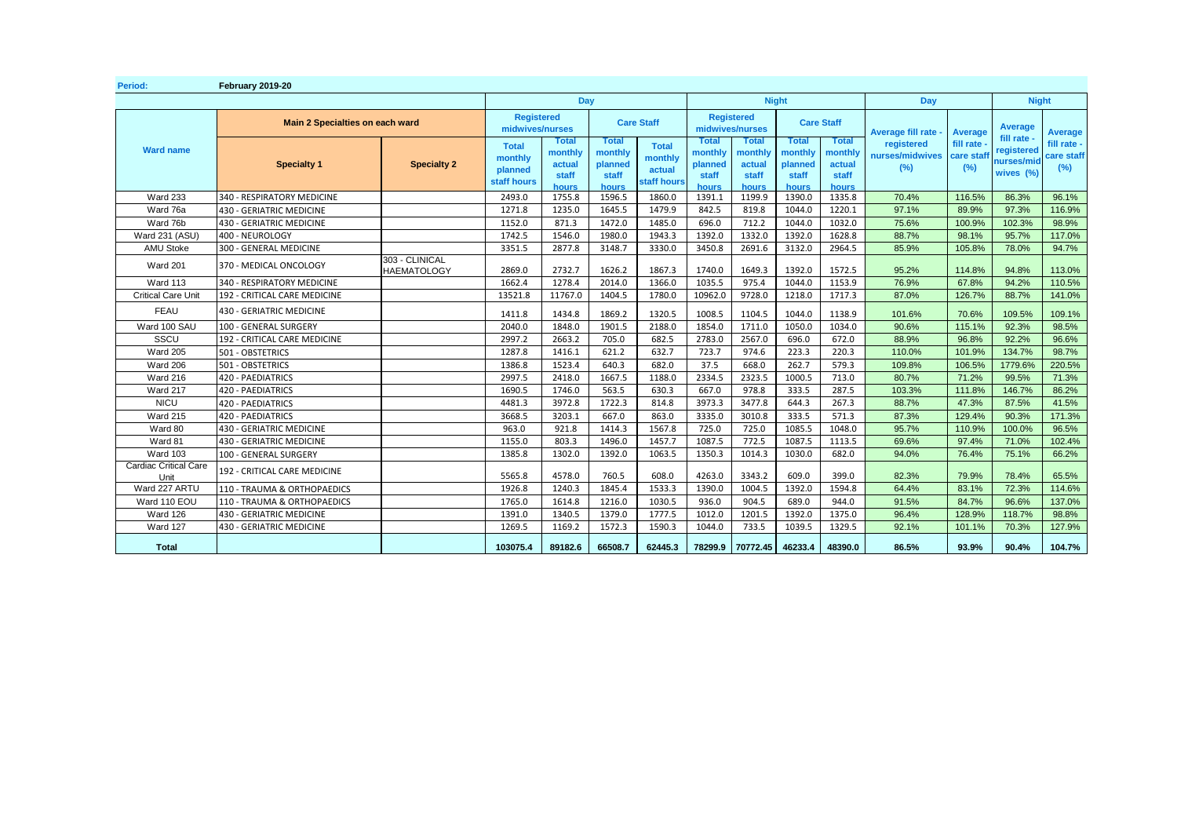**Period:** February 2019-20

| Ward name | Main 2 Specialties on each ward | | Day | | | | Night | | | | Day | | Night | |
|---|---|---|---|---|---|---|---|---|---|---|---|---|---|---|
| | | | Registered midwives/nurses | | Care Staff | | Registered midwives/nurses | | Care Staff | | Average fill rate - registered nurses/midwives (%) | Average fill rate - care staff (%) | Average fill rate - registered nurses/midwives (%) | Average fill rate - care staff (%) |
| | Specialty 1 | Specialty 2 | Total monthly planned staff hours | Total monthly actual staff hours | Total monthly planned staff hours | Total monthly actual staff hours | Total monthly planned staff hours | Total monthly actual staff hours | Total monthly planned staff hours | Total monthly actual staff hours | | | | |
| Ward 233 | 340 - RESPIRATORY MEDICINE | | 2493.0 | 1755.8 | 1596.5 | 1860.0 | 1391.1 | 1199.9 | 1390.0 | 1335.8 | 70.4% | 116.5% | 86.3% | 96.1% |
| Ward 76a | 430 - GERIATRIC MEDICINE | | 1271.8 | 1235.0 | 1645.5 | 1479.9 | 842.5 | 819.8 | 1044.0 | 1220.1 | 97.1% | 89.9% | 97.3% | 116.9% |
| Ward 76b | 430 - GERIATRIC MEDICINE | | 1152.0 | 871.3 | 1472.0 | 1485.0 | 696.0 | 712.2 | 1044.0 | 1032.0 | 75.6% | 100.9% | 102.3% | 98.9% |
| Ward 231 (ASU) | 400 - NEUROLOGY | | 1742.5 | 1546.0 | 1980.0 | 1943.3 | 1392.0 | 1332.0 | 1392.0 | 1628.8 | 88.7% | 98.1% | 95.7% | 117.0% |
| AMU Stoke | 300 - GENERAL MEDICINE | | 3351.5 | 2877.8 | 3148.7 | 3330.0 | 3450.8 | 2691.6 | 3132.0 | 2964.5 | 85.9% | 105.8% | 78.0% | 94.7% |
| Ward 201 | 370 - MEDICAL ONCOLOGY | 303 - CLINICAL HAEMATOLOGY | 2869.0 | 2732.7 | 1626.2 | 1867.3 | 1740.0 | 1649.3 | 1392.0 | 1572.5 | 95.2% | 114.8% | 94.8% | 113.0% |
| Ward 113 | 340 - RESPIRATORY MEDICINE | | 1662.4 | 1278.4 | 2014.0 | 1366.0 | 1035.5 | 975.4 | 1044.0 | 1153.9 | 76.9% | 67.8% | 94.2% | 110.5% |
| Critical Care Unit | 192 - CRITICAL CARE MEDICINE | | 13521.8 | 11767.0 | 1404.5 | 1780.0 | 10962.0 | 9728.0 | 1218.0 | 1717.3 | 87.0% | 126.7% | 88.7% | 141.0% |
| FEAU | 430 - GERIATRIC MEDICINE | | 1411.8 | 1434.8 | 1869.2 | 1320.5 | 1008.5 | 1104.5 | 1044.0 | 1138.9 | 101.6% | 70.6% | 109.5% | 109.1% |
| Ward 100 SAU | 100 - GENERAL SURGERY | | 2040.0 | 1848.0 | 1901.5 | 2188.0 | 1854.0 | 1711.0 | 1050.0 | 1034.0 | 90.6% | 115.1% | 92.3% | 98.5% |
| SSCU | 192 - CRITICAL CARE MEDICINE | | 2997.2 | 2663.2 | 705.0 | 682.5 | 2783.0 | 2567.0 | 696.0 | 672.0 | 88.9% | 96.8% | 92.2% | 96.6% |
| Ward 205 | 501 - OBSTETRICS | | 1287.8 | 1416.1 | 621.2 | 632.7 | 723.7 | 974.6 | 223.3 | 220.3 | 110.0% | 101.9% | 134.7% | 98.7% |
| Ward 206 | 501 - OBSTETRICS | | 1386.8 | 1523.4 | 640.3 | 682.0 | 37.5 | 668.0 | 262.7 | 579.3 | 109.8% | 106.5% | 1779.6% | 220.5% |
| Ward 216 | 420 - PAEDIATRICS | | 2997.5 | 2418.0 | 1667.5 | 1188.0 | 2334.5 | 2323.5 | 1000.5 | 713.0 | 80.7% | 71.2% | 99.5% | 71.3% |
| Ward 217 | 420 - PAEDIATRICS | | 1690.5 | 1746.0 | 563.5 | 630.3 | 667.0 | 978.8 | 333.5 | 287.5 | 103.3% | 111.8% | 146.7% | 86.2% |
| NICU | 420 - PAEDIATRICS | | 4481.3 | 3972.8 | 1722.3 | 814.8 | 3973.3 | 3477.8 | 644.3 | 267.3 | 88.7% | 47.3% | 87.5% | 41.5% |
| Ward 215 | 420 - PAEDIATRICS | | 3668.5 | 3203.1 | 667.0 | 863.0 | 3335.0 | 3010.8 | 333.5 | 571.3 | 87.3% | 129.4% | 90.3% | 171.3% |
| Ward 80 | 430 - GERIATRIC MEDICINE | | 963.0 | 921.8 | 1414.3 | 1567.8 | 725.0 | 725.0 | 1085.5 | 1048.0 | 95.7% | 110.9% | 100.0% | 96.5% |
| Ward 81 | 430 - GERIATRIC MEDICINE | | 1155.0 | 803.3 | 1496.0 | 1457.7 | 1087.5 | 772.5 | 1087.5 | 1113.5 | 69.6% | 97.4% | 71.0% | 102.4% |
| Ward 103 | 100 - GENERAL SURGERY | | 1385.8 | 1302.0 | 1392.0 | 1063.5 | 1350.3 | 1014.3 | 1030.0 | 682.0 | 94.0% | 76.4% | 75.1% | 66.2% |
| Cardiac Critical Care Unit | 192 - CRITICAL CARE MEDICINE | | 5565.8 | 4578.0 | 760.5 | 608.0 | 4263.0 | 3343.2 | 609.0 | 399.0 | 82.3% | 79.9% | 78.4% | 65.5% |
| Ward 227 ARTU | 110 - TRAUMA & ORTHOPAEDICS | | 1926.8 | 1240.3 | 1845.4 | 1533.3 | 1390.0 | 1004.5 | 1392.0 | 1594.8 | 64.4% | 83.1% | 72.3% | 114.6% |
| Ward 110 EOU | 110 - TRAUMA & ORTHOPAEDICS | | 1765.0 | 1614.8 | 1216.0 | 1030.5 | 936.0 | 904.5 | 689.0 | 944.0 | 91.5% | 84.7% | 96.6% | 137.0% |
| Ward 126 | 430 - GERIATRIC MEDICINE | | 1391.0 | 1340.5 | 1379.0 | 1777.5 | 1012.0 | 1201.5 | 1392.0 | 1375.0 | 96.4% | 128.9% | 118.7% | 98.8% |
| Ward 127 | 430 - GERIATRIC MEDICINE | | 1269.5 | 1169.2 | 1572.3 | 1590.3 | 1044.0 | 733.5 | 1039.5 | 1329.5 | 92.1% | 101.1% | 70.3% | 127.9% |
| **Total** | | | **103075.4** | **89182.6** | **66508.7** | **62445.3** | **78299.9** | **70772.45** | **46233.4** | **48390.0** | **86.5%** | **93.9%** | **90.4%** | **104.7%** |